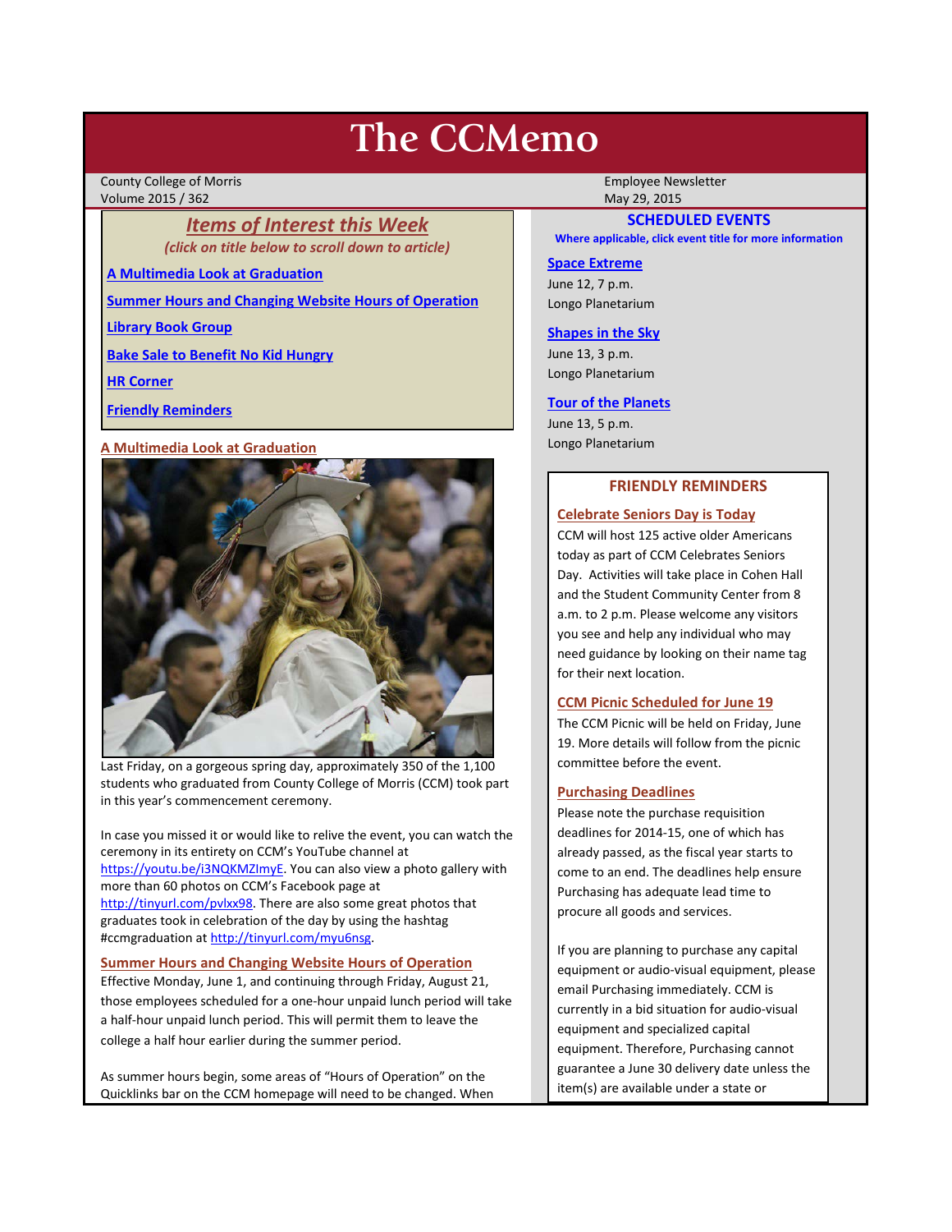# The CCMemo

County College of Morris
Volume 2015 / 362

Employee Newsletter
May 29, 2015

## *Items of Interest this Week*

*(click on title below to scroll down to article)*

**A Multimedia Look at Graduation**

**Summer Hours and Changing Website Hours of Operation**

**Library Book Group**

**Bake Sale to Benefit No Kid Hungry**

**HR Corner**

**Friendly Reminders**

### A Multimedia Look at Graduation

Last Friday, on a gorgeous spring day, approximately 350 of the 1,100 students who graduated from County College of Morris (CCM) took part in this year's commencement ceremony.

In case you missed it or would like to relive the event, you can watch the ceremony in its entirety on CCM's YouTube channel at https://youtu.be/i3NQKMZImyE. You can also view a photo gallery with more than 60 photos on CCM's Facebook page at http://tinyurl.com/pvlxx98. There are also some great photos that graduates took in celebration of the day by using the hashtag #ccmgraduation at http://tinyurl.com/myu6nsg.

### Summer Hours and Changing Website Hours of Operation

Effective Monday, June 1, and continuing through Friday, August 21, those employees scheduled for a one-hour unpaid lunch period will take a half-hour unpaid lunch period. This will permit them to leave the college a half hour earlier during the summer period.

As summer hours begin, some areas of "Hours of Operation" on the Quicklinks bar on the CCM homepage will need to be changed. When

## SCHEDULED EVENTS

**Where applicable, click event title for more information**

**Space Extreme**
June 12, 7 p.m.
Longo Planetarium

**Shapes in the Sky**
June 13, 3 p.m.
Longo Planetarium

**Tour of the Planets**
June 13, 5 p.m.
Longo Planetarium

## FRIENDLY REMINDERS

### Celebrate Seniors Day is Today

CCM will host 125 active older Americans today as part of CCM Celebrates Seniors Day. Activities will take place in Cohen Hall and the Student Community Center from 8 a.m. to 2 p.m. Please welcome any visitors you see and help any individual who may need guidance by looking on their name tag for their next location.

### CCM Picnic Scheduled for June 19

The CCM Picnic will be held on Friday, June 19. More details will follow from the picnic committee before the event.

### Purchasing Deadlines

Please note the purchase requisition deadlines for 2014-15, one of which has already passed, as the fiscal year starts to come to an end. The deadlines help ensure Purchasing has adequate lead time to procure all goods and services.

If you are planning to purchase any capital equipment or audio-visual equipment, please email Purchasing immediately. CCM is currently in a bid situation for audio-visual equipment and specialized capital equipment. Therefore, Purchasing cannot guarantee a June 30 delivery date unless the item(s) are available under a state or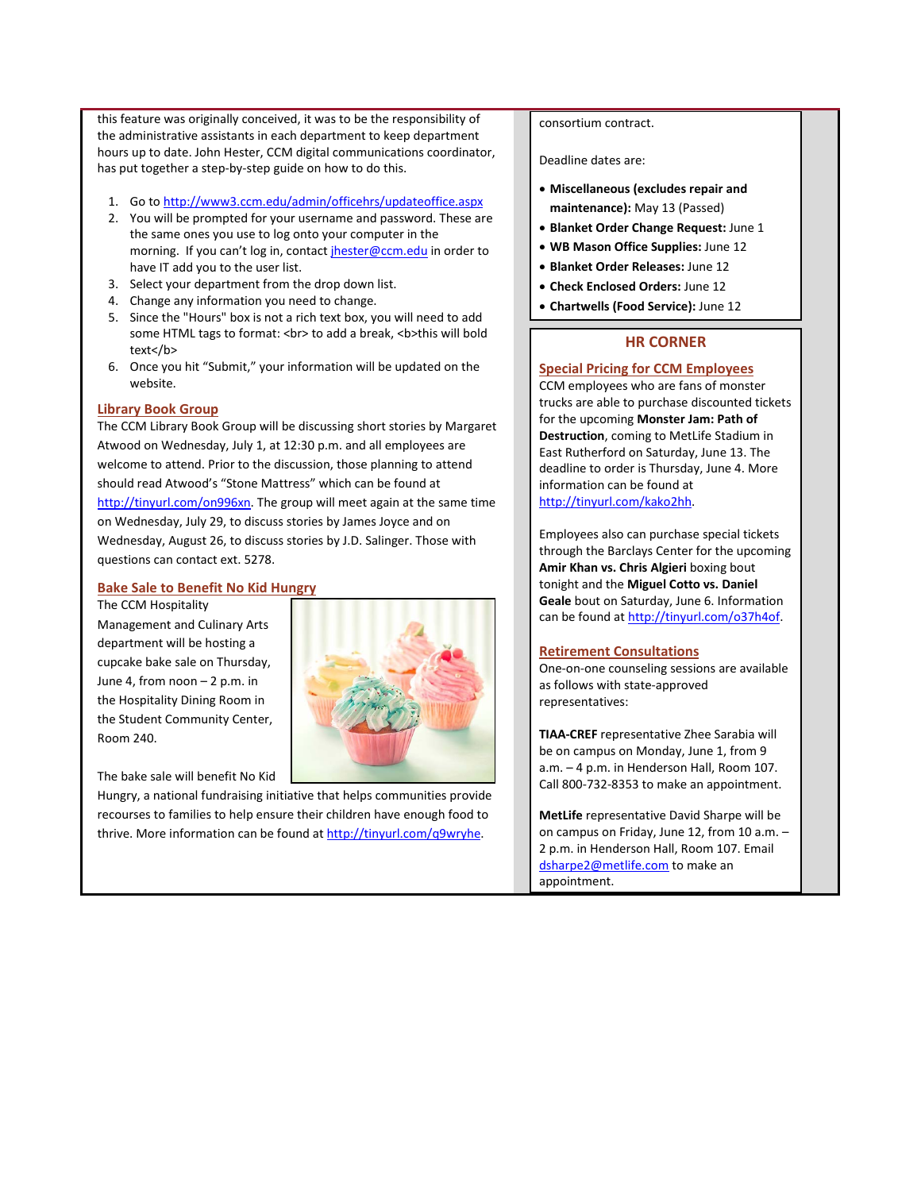this feature was originally conceived, it was to be the responsibility of the administrative assistants in each department to keep department hours up to date. John Hester, CCM digital communications coordinator, has put together a step-by-step guide on how to do this.

1. Go to http://www3.ccm.edu/admin/officehrs/updateoffice.aspx
2. You will be prompted for your username and password. These are the same ones you use to log onto your computer in the morning. If you can't log in, contact jhester@ccm.edu in order to have IT add you to the user list.
3. Select your department from the drop down list.
4. Change any information you need to change.
5. Since the "Hours" box is not a rich text box, you will need to add some HTML tags to format: <br> to add a break, <b>this will bold text</b>
6. Once you hit "Submit," your information will be updated on the website.

## Library Book Group

The CCM Library Book Group will be discussing short stories by Margaret Atwood on Wednesday, July 1, at 12:30 p.m. and all employees are welcome to attend. Prior to the discussion, those planning to attend should read Atwood's "Stone Mattress" which can be found at http://tinyurl.com/on996xn. The group will meet again at the same time on Wednesday, July 29, to discuss stories by James Joyce and on Wednesday, August 26, to discuss stories by J.D. Salinger. Those with questions can contact ext. 5278.

## Bake Sale to Benefit No Kid Hungry

The CCM Hospitality Management and Culinary Arts department will be hosting a cupcake bake sale on Thursday, June 4, from noon – 2 p.m. in the Hospitality Dining Room in the Student Community Center, Room 240.

The bake sale will benefit No Kid Hungry, a national fundraising initiative that helps communities provide recourses to families to help ensure their children have enough food to thrive. More information can be found at http://tinyurl.com/q9wryhe.

consortium contract.

Deadline dates are:

- **Miscellaneous (excludes repair and maintenance):** May 13 (Passed)
- **Blanket Order Change Request:** June 1
- **WB Mason Office Supplies:** June 12
- **Blanket Order Releases:** June 12
- **Check Enclosed Orders:** June 12
- **Chartwells (Food Service):** June 12

## HR CORNER

### Special Pricing for CCM Employees

CCM employees who are fans of monster trucks are able to purchase discounted tickets for the upcoming **Monster Jam: Path of Destruction**, coming to MetLife Stadium in East Rutherford on Saturday, June 13. The deadline to order is Thursday, June 4. More information can be found at http://tinyurl.com/kako2hh.

Employees also can purchase special tickets through the Barclays Center for the upcoming **Amir Khan vs. Chris Algieri** boxing bout tonight and the **Miguel Cotto vs. Daniel Geale** bout on Saturday, June 6. Information can be found at http://tinyurl.com/o37h4of.

### Retirement Consultations

One-on-one counseling sessions are available as follows with state-approved representatives:

**TIAA-CREF** representative Zhee Sarabia will be on campus on Monday, June 1, from 9 a.m. – 4 p.m. in Henderson Hall, Room 107. Call 800-732-8353 to make an appointment.

**MetLife** representative David Sharpe will be on campus on Friday, June 12, from 10 a.m. – 2 p.m. in Henderson Hall, Room 107. Email dsharpe2@metlife.com to make an appointment.